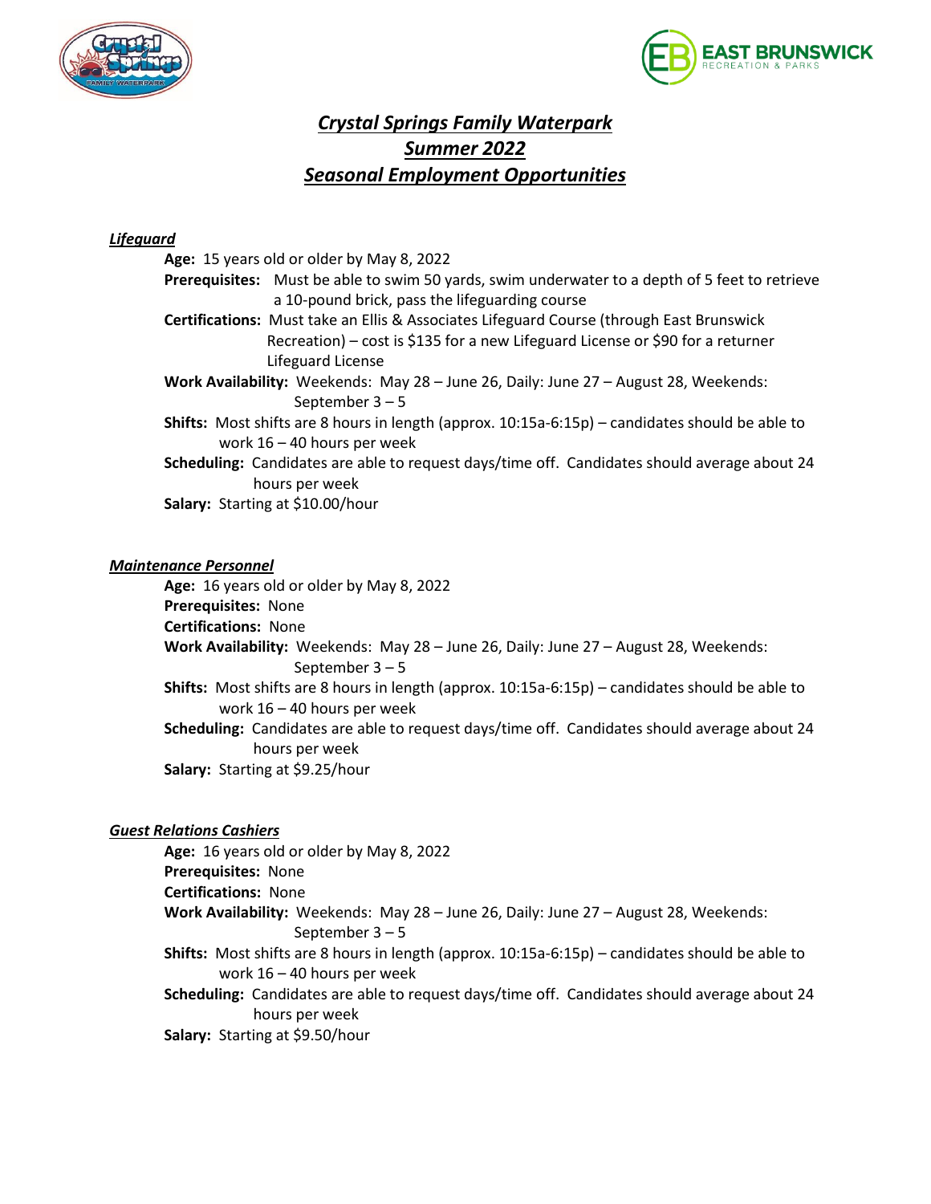# *Crystal Springs Family Waterpark*
# *Summer 2022*
# *Seasonal Employment Opportunities*

### *Lifeguard*

**Age:** 15 years old or older by May 8, 2022

**Prerequisites:** Must be able to swim 50 yards, swim underwater to a depth of 5 feet to retrieve a 10-pound brick, pass the lifeguarding course

**Certifications:** Must take an Ellis & Associates Lifeguard Course (through East Brunswick Recreation) – cost is $135 for a new Lifeguard License or $90 for a returner Lifeguard License

**Work Availability:** Weekends: May 28 – June 26, Daily: June 27 – August 28, Weekends: September 3 – 5

**Shifts:** Most shifts are 8 hours in length (approx. 10:15a-6:15p) – candidates should be able to work 16 – 40 hours per week

**Scheduling:** Candidates are able to request days/time off. Candidates should average about 24 hours per week

**Salary:** Starting at $10.00/hour

### *Maintenance Personnel*

**Age:** 16 years old or older by May 8, 2022

**Prerequisites:** None

**Certifications:** None

**Work Availability:** Weekends: May 28 – June 26, Daily: June 27 – August 28, Weekends: September 3 – 5

**Shifts:** Most shifts are 8 hours in length (approx. 10:15a-6:15p) – candidates should be able to work 16 – 40 hours per week

**Scheduling:** Candidates are able to request days/time off. Candidates should average about 24 hours per week

**Salary:** Starting at $9.25/hour

### *Guest Relations Cashiers*

**Age:** 16 years old or older by May 8, 2022

**Prerequisites:** None

**Certifications:** None

**Work Availability:** Weekends: May 28 – June 26, Daily: June 27 – August 28, Weekends: September 3 – 5

**Shifts:** Most shifts are 8 hours in length (approx. 10:15a-6:15p) – candidates should be able to work 16 – 40 hours per week

**Scheduling:** Candidates are able to request days/time off. Candidates should average about 24 hours per week

**Salary:** Starting at $9.50/hour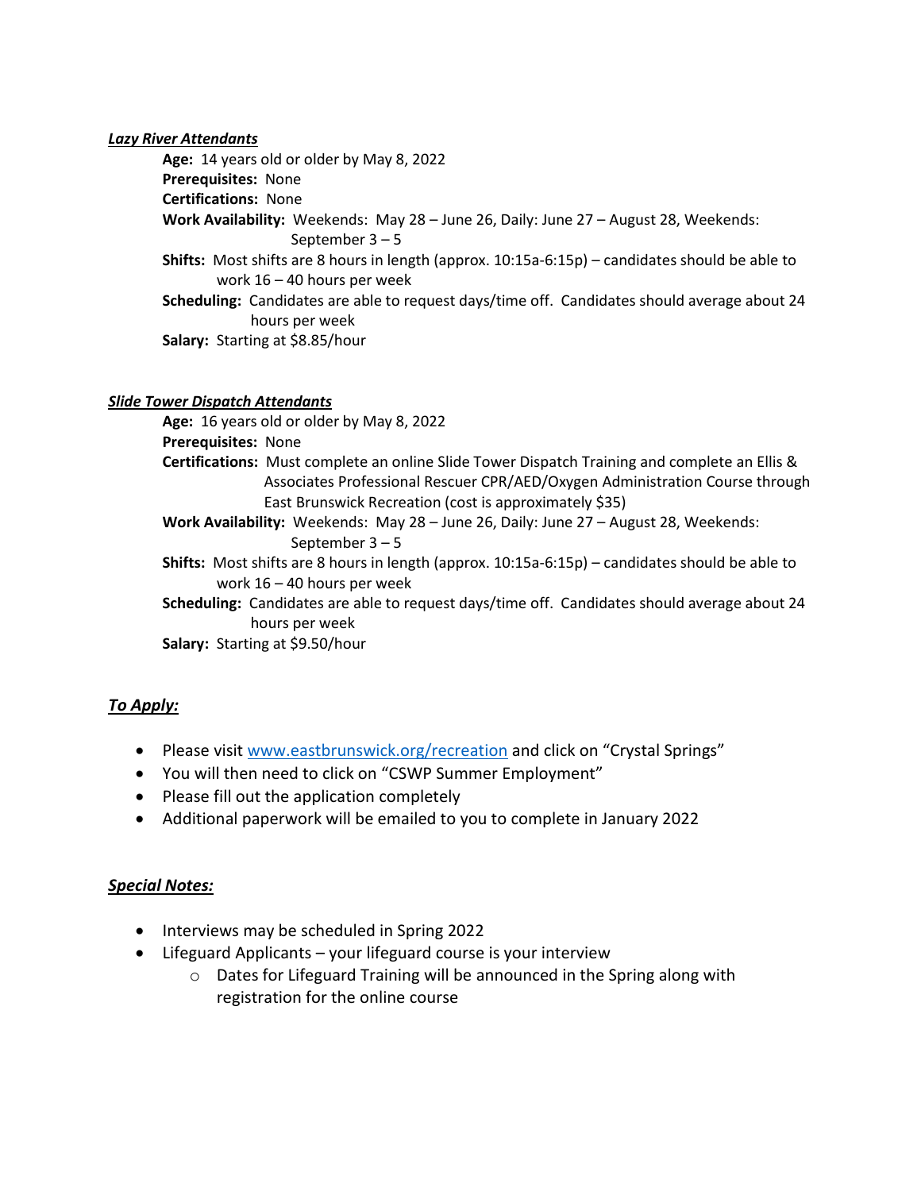***Lazy River Attendants***

**Age:** 14 years old or older by May 8, 2022
**Prerequisites:** None
**Certifications:** None
**Work Availability:** Weekends: May 28 – June 26, Daily: June 27 – August 28, Weekends: September 3 – 5
**Shifts:** Most shifts are 8 hours in length (approx. 10:15a-6:15p) – candidates should be able to work 16 – 40 hours per week
**Scheduling:** Candidates are able to request days/time off. Candidates should average about 24 hours per week
**Salary:** Starting at $8.85/hour

***Slide Tower Dispatch Attendants***

**Age:** 16 years old or older by May 8, 2022
**Prerequisites:** None
**Certifications:** Must complete an online Slide Tower Dispatch Training and complete an Ellis & Associates Professional Rescuer CPR/AED/Oxygen Administration Course through East Brunswick Recreation (cost is approximately $35)
**Work Availability:** Weekends: May 28 – June 26, Daily: June 27 – August 28, Weekends: September 3 – 5
**Shifts:** Most shifts are 8 hours in length (approx. 10:15a-6:15p) – candidates should be able to work 16 – 40 hours per week
**Scheduling:** Candidates are able to request days/time off. Candidates should average about 24 hours per week
**Salary:** Starting at $9.50/hour

## ***To Apply:***

- Please visit [www.eastbrunswick.org/recreation](http://www.eastbrunswick.org/recreation) and click on "Crystal Springs"
- You will then need to click on "CSWP Summer Employment"
- Please fill out the application completely
- Additional paperwork will be emailed to you to complete in January 2022

## ***Special Notes:***

- Interviews may be scheduled in Spring 2022
- Lifeguard Applicants – your lifeguard course is your interview
  - Dates for Lifeguard Training will be announced in the Spring along with registration for the online course